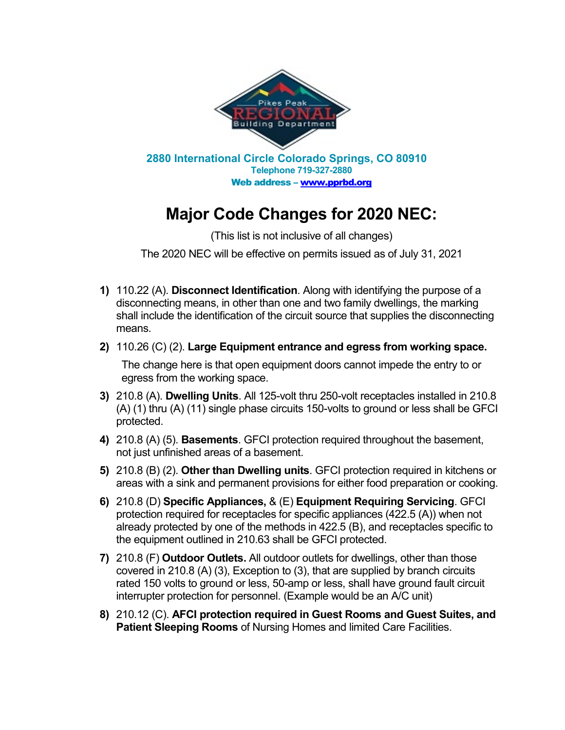Pikes Peak REGIONAL Building Department

**2880 International Circle Colorado Springs, CO 80910**
**Telephone 719-327-2880**
**Web address – [www.pprbd.org](http://www.pprbd.org)**

# Major Code Changes for 2020 NEC:

(This list is not inclusive of all changes)

The 2020 NEC will be effective on permits issued as of July 31, 2021

1) 110.22 (A). **Disconnect Identification**. Along with identifying the purpose of a disconnecting means, in other than one and two family dwellings, the marking shall include the identification of the circuit source that supplies the disconnecting means.
2) 110.26 (C) (2). **Large Equipment entrance and egress from working space.**

   The change here is that open equipment doors cannot impede the entry to or egress from the working space.
3) 210.8 (A). **Dwelling Units**. All 125-volt thru 250-volt receptacles installed in 210.8 (A) (1) thru (A) (11) single phase circuits 150-volts to ground or less shall be GFCI protected.
4) 210.8 (A) (5). **Basements**. GFCI protection required throughout the basement, not just unfinished areas of a basement.
5) 210.8 (B) (2). **Other than Dwelling units**. GFCI protection required in kitchens or areas with a sink and permanent provisions for either food preparation or cooking.
6) 210.8 (D) **Specific Appliances,** & (E) **Equipment Requiring Servicing**. GFCI protection required for receptacles for specific appliances (422.5 (A)) when not already protected by one of the methods in 422.5 (B), and receptacles specific to the equipment outlined in 210.63 shall be GFCI protected.
7) 210.8 (F) **Outdoor Outlets.** All outdoor outlets for dwellings, other than those covered in 210.8 (A) (3), Exception to (3), that are supplied by branch circuits rated 150 volts to ground or less, 50-amp or less, shall have ground fault circuit interrupter protection for personnel. (Example would be an A/C unit)
8) 210.12 (C). **AFCI protection required in Guest Rooms and Guest Suites, and Patient Sleeping Rooms** of Nursing Homes and limited Care Facilities.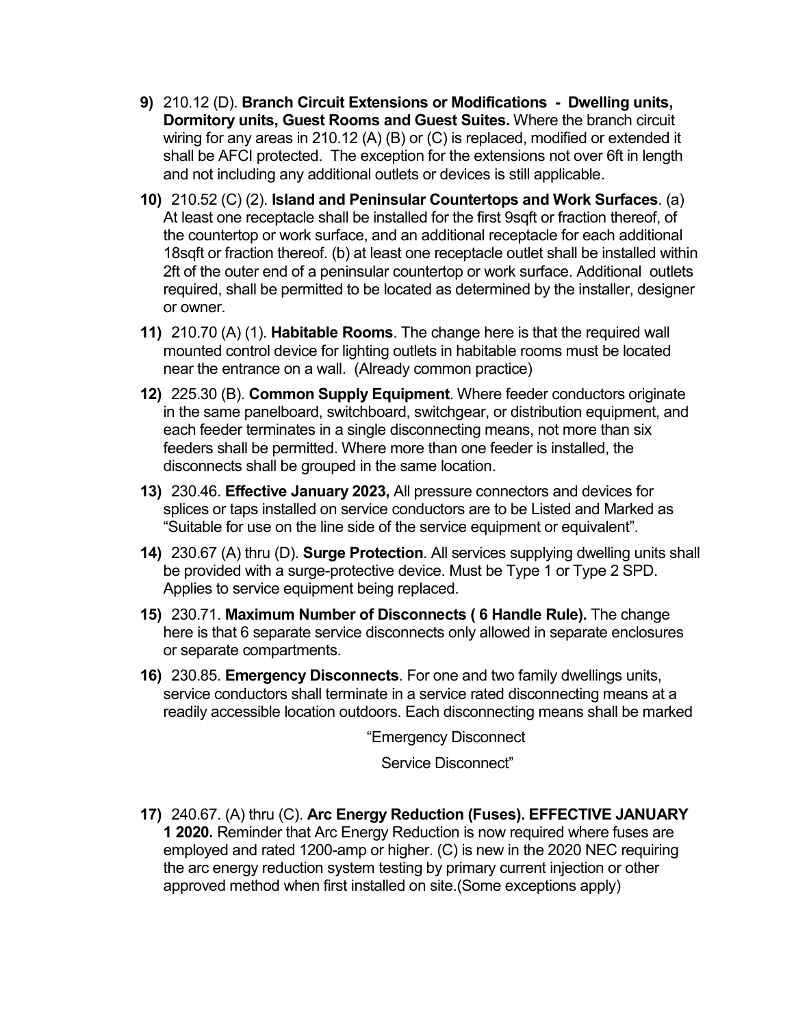9) 210.12 (D). **Branch Circuit Extensions or Modifications - Dwelling units, Dormitory units, Guest Rooms and Guest Suites.** Where the branch circuit wiring for any areas in 210.12 (A) (B) or (C) is replaced, modified or extended it shall be AFCI protected. The exception for the extensions not over 6ft in length and not including any additional outlets or devices is still applicable.

10) 210.52 (C) (2). **Island and Peninsular Countertops and Work Surfaces**. (a) At least one receptacle shall be installed for the first 9sqft or fraction thereof, of the countertop or work surface, and an additional receptacle for each additional 18sqft or fraction thereof. (b) at least one receptacle outlet shall be installed within 2ft of the outer end of a peninsular countertop or work surface. Additional outlets required, shall be permitted to be located as determined by the installer, designer or owner.

11) 210.70 (A) (1). **Habitable Rooms**. The change here is that the required wall mounted control device for lighting outlets in habitable rooms must be located near the entrance on a wall. (Already common practice)

12) 225.30 (B). **Common Supply Equipment**. Where feeder conductors originate in the same panelboard, switchboard, switchgear, or distribution equipment, and each feeder terminates in a single disconnecting means, not more than six feeders shall be permitted. Where more than one feeder is installed, the disconnects shall be grouped in the same location.

13) 230.46. **Effective January 2023,** All pressure connectors and devices for splices or taps installed on service conductors are to be Listed and Marked as "Suitable for use on the line side of the service equipment or equivalent".

14) 230.67 (A) thru (D). **Surge Protection**. All services supplying dwelling units shall be provided with a surge-protective device. Must be Type 1 or Type 2 SPD. Applies to service equipment being replaced.

15) 230.71. **Maximum Number of Disconnects ( 6 Handle Rule).** The change here is that 6 separate service disconnects only allowed in separate enclosures or separate compartments.

16) 230.85. **Emergency Disconnects**. For one and two family dwellings units, service conductors shall terminate in a service rated disconnecting means at a readily accessible location outdoors. Each disconnecting means shall be marked

"Emergency Disconnect

Service Disconnect"

17) 240.67. (A) thru (C). **Arc Energy Reduction (Fuses). EFFECTIVE JANUARY 1 2020.** Reminder that Arc Energy Reduction is now required where fuses are employed and rated 1200-amp or higher. (C) is new in the 2020 NEC requiring the arc energy reduction system testing by primary current injection or other approved method when first installed on site.(Some exceptions apply)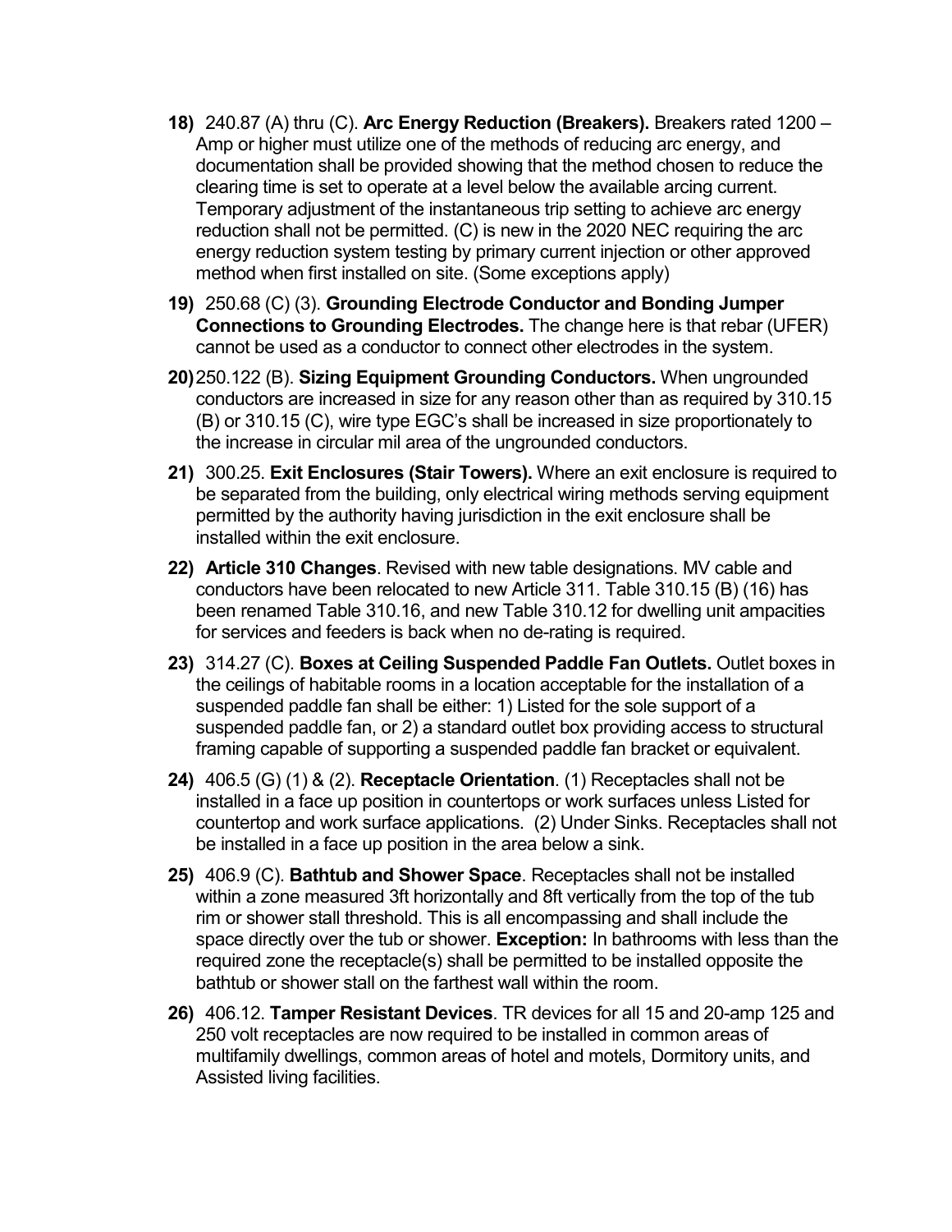18) 240.87 (A) thru (C). **Arc Energy Reduction (Breakers).** Breakers rated 1200 – Amp or higher must utilize one of the methods of reducing arc energy, and documentation shall be provided showing that the method chosen to reduce the clearing time is set to operate at a level below the available arcing current. Temporary adjustment of the instantaneous trip setting to achieve arc energy reduction shall not be permitted. (C) is new in the 2020 NEC requiring the arc energy reduction system testing by primary current injection or other approved method when first installed on site. (Some exceptions apply)

19) 250.68 (C) (3). **Grounding Electrode Conductor and Bonding Jumper Connections to Grounding Electrodes.** The change here is that rebar (UFER) cannot be used as a conductor to connect other electrodes in the system.

20) 250.122 (B). **Sizing Equipment Grounding Conductors.** When ungrounded conductors are increased in size for any reason other than as required by 310.15 (B) or 310.15 (C), wire type EGC's shall be increased in size proportionately to the increase in circular mil area of the ungrounded conductors.

21) 300.25. **Exit Enclosures (Stair Towers).** Where an exit enclosure is required to be separated from the building, only electrical wiring methods serving equipment permitted by the authority having jurisdiction in the exit enclosure shall be installed within the exit enclosure.

22) **Article 310 Changes**. Revised with new table designations. MV cable and conductors have been relocated to new Article 311. Table 310.15 (B) (16) has been renamed Table 310.16, and new Table 310.12 for dwelling unit ampacities for services and feeders is back when no de-rating is required.

23) 314.27 (C). **Boxes at Ceiling Suspended Paddle Fan Outlets.** Outlet boxes in the ceilings of habitable rooms in a location acceptable for the installation of a suspended paddle fan shall be either: 1) Listed for the sole support of a suspended paddle fan, or 2) a standard outlet box providing access to structural framing capable of supporting a suspended paddle fan bracket or equivalent.

24) 406.5 (G) (1) & (2). **Receptacle Orientation**. (1) Receptacles shall not be installed in a face up position in countertops or work surfaces unless Listed for countertop and work surface applications. (2) Under Sinks. Receptacles shall not be installed in a face up position in the area below a sink.

25) 406.9 (C). **Bathtub and Shower Space**. Receptacles shall not be installed within a zone measured 3ft horizontally and 8ft vertically from the top of the tub rim or shower stall threshold. This is all encompassing and shall include the space directly over the tub or shower. **Exception:** In bathrooms with less than the required zone the receptacle(s) shall be permitted to be installed opposite the bathtub or shower stall on the farthest wall within the room.

26) 406.12. **Tamper Resistant Devices**. TR devices for all 15 and 20-amp 125 and 250 volt receptacles are now required to be installed in common areas of multifamily dwellings, common areas of hotel and motels, Dormitory units, and Assisted living facilities.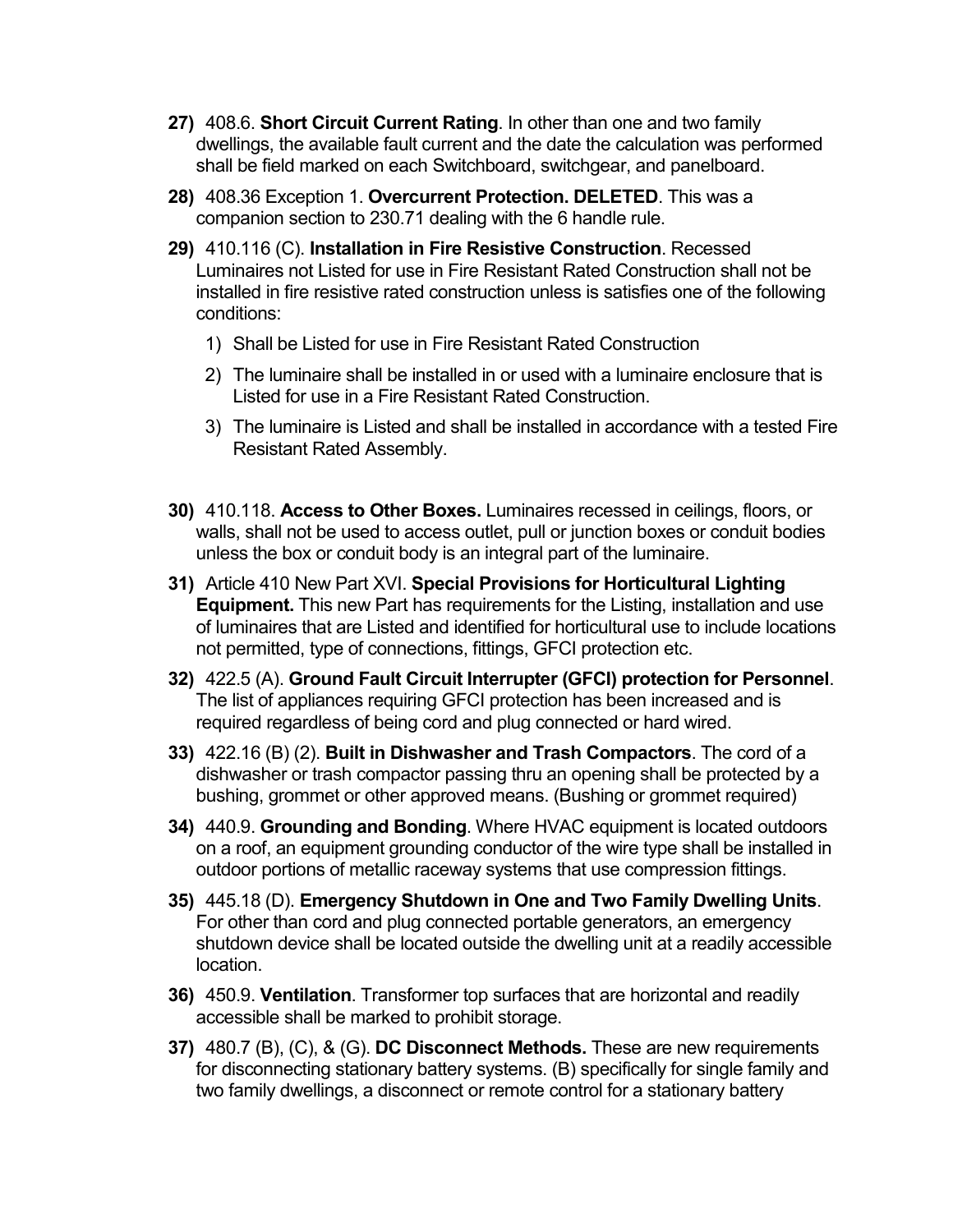**27)** 408.6. **Short Circuit Current Rating**. In other than one and two family dwellings, the available fault current and the date the calculation was performed shall be field marked on each Switchboard, switchgear, and panelboard.

**28)** 408.36 Exception 1. **Overcurrent Protection. DELETED**. This was a companion section to 230.71 dealing with the 6 handle rule.

**29)** 410.116 (C). **Installation in Fire Resistive Construction**. Recessed Luminaires not Listed for use in Fire Resistant Rated Construction shall not be installed in fire resistive rated construction unless is satisfies one of the following conditions:

1) Shall be Listed for use in Fire Resistant Rated Construction
2) The luminaire shall be installed in or used with a luminaire enclosure that is Listed for use in a Fire Resistant Rated Construction.
3) The luminaire is Listed and shall be installed in accordance with a tested Fire Resistant Rated Assembly.

**30)** 410.118. **Access to Other Boxes.** Luminaires recessed in ceilings, floors, or walls, shall not be used to access outlet, pull or junction boxes or conduit bodies unless the box or conduit body is an integral part of the luminaire.

**31)** Article 410 New Part XVI. **Special Provisions for Horticultural Lighting Equipment.** This new Part has requirements for the Listing, installation and use of luminaires that are Listed and identified for horticultural use to include locations not permitted, type of connections, fittings, GFCI protection etc.

**32)** 422.5 (A). **Ground Fault Circuit Interrupter (GFCI) protection for Personnel**. The list of appliances requiring GFCI protection has been increased and is required regardless of being cord and plug connected or hard wired.

**33)** 422.16 (B) (2). **Built in Dishwasher and Trash Compactors**. The cord of a dishwasher or trash compactor passing thru an opening shall be protected by a bushing, grommet or other approved means. (Bushing or grommet required)

**34)** 440.9. **Grounding and Bonding**. Where HVAC equipment is located outdoors on a roof, an equipment grounding conductor of the wire type shall be installed in outdoor portions of metallic raceway systems that use compression fittings.

**35)** 445.18 (D). **Emergency Shutdown in One and Two Family Dwelling Units**. For other than cord and plug connected portable generators, an emergency shutdown device shall be located outside the dwelling unit at a readily accessible location.

**36)** 450.9. **Ventilation**. Transformer top surfaces that are horizontal and readily accessible shall be marked to prohibit storage.

**37)** 480.7 (B), (C), & (G). **DC Disconnect Methods.** These are new requirements for disconnecting stationary battery systems. (B) specifically for single family and two family dwellings, a disconnect or remote control for a stationary battery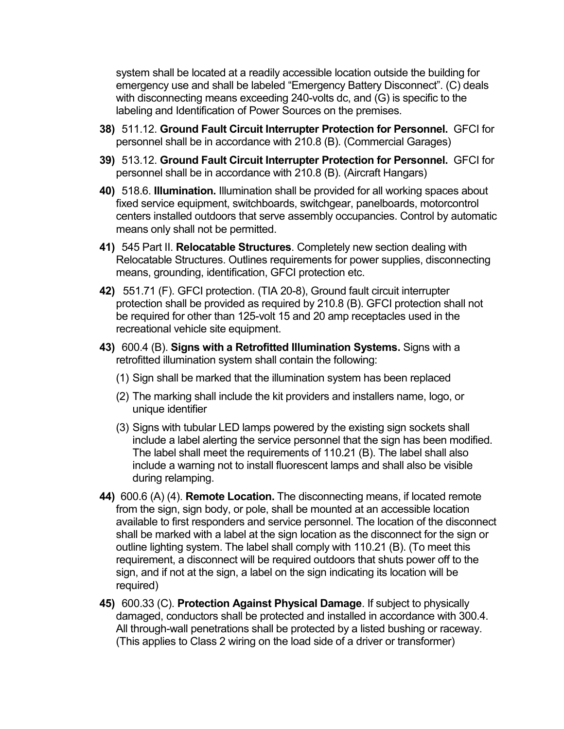system shall be located at a readily accessible location outside the building for emergency use and shall be labeled "Emergency Battery Disconnect". (C) deals with disconnecting means exceeding 240-volts dc, and (G) is specific to the labeling and Identification of Power Sources on the premises.

38) 511.12. **Ground Fault Circuit Interrupter Protection for Personnel.** GFCI for personnel shall be in accordance with 210.8 (B). (Commercial Garages)

39) 513.12. **Ground Fault Circuit Interrupter Protection for Personnel.** GFCI for personnel shall be in accordance with 210.8 (B). (Aircraft Hangars)

40) 518.6. **Illumination.** Illumination shall be provided for all working spaces about fixed service equipment, switchboards, switchgear, panelboards, motorcontrol centers installed outdoors that serve assembly occupancies. Control by automatic means only shall not be permitted.

41) 545 Part II. **Relocatable Structures**. Completely new section dealing with Relocatable Structures. Outlines requirements for power supplies, disconnecting means, grounding, identification, GFCI protection etc.

42) 551.71 (F). GFCI protection. (TIA 20-8), Ground fault circuit interrupter protection shall be provided as required by 210.8 (B). GFCI protection shall not be required for other than 125-volt 15 and 20 amp receptacles used in the recreational vehicle site equipment.

43) 600.4 (B). **Signs with a Retrofitted Illumination Systems.** Signs with a retrofitted illumination system shall contain the following:

(1) Sign shall be marked that the illumination system has been replaced

(2) The marking shall include the kit providers and installers name, logo, or unique identifier

(3) Signs with tubular LED lamps powered by the existing sign sockets shall include a label alerting the service personnel that the sign has been modified. The label shall meet the requirements of 110.21 (B). The label shall also include a warning not to install fluorescent lamps and shall also be visible during relamping.

44) 600.6 (A) (4). **Remote Location.** The disconnecting means, if located remote from the sign, sign body, or pole, shall be mounted at an accessible location available to first responders and service personnel. The location of the disconnect shall be marked with a label at the sign location as the disconnect for the sign or outline lighting system. The label shall comply with 110.21 (B). (To meet this requirement, a disconnect will be required outdoors that shuts power off to the sign, and if not at the sign, a label on the sign indicating its location will be required)

45) 600.33 (C). **Protection Against Physical Damage**. If subject to physically damaged, conductors shall be protected and installed in accordance with 300.4. All through-wall penetrations shall be protected by a listed bushing or raceway. (This applies to Class 2 wiring on the load side of a driver or transformer)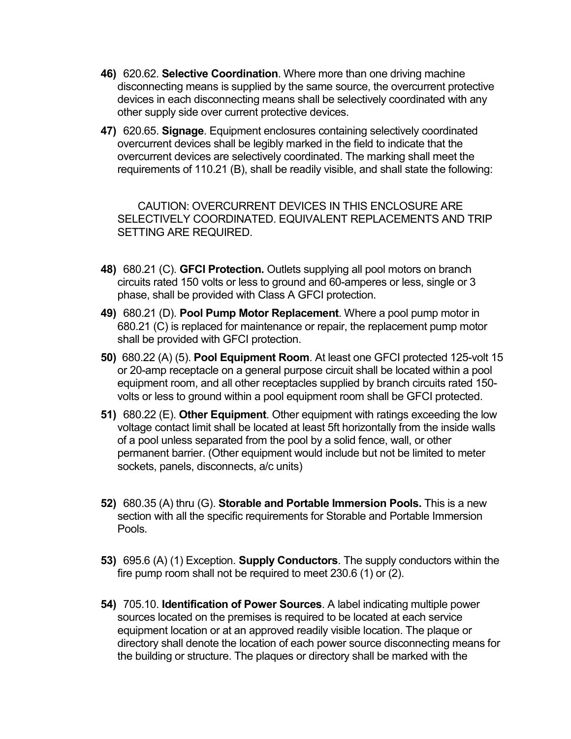**46)** 620.62. **Selective Coordination**. Where more than one driving machine disconnecting means is supplied by the same source, the overcurrent protective devices in each disconnecting means shall be selectively coordinated with any other supply side over current protective devices.

**47)** 620.65. **Signage**. Equipment enclosures containing selectively coordinated overcurrent devices shall be legibly marked in the field to indicate that the overcurrent devices are selectively coordinated. The marking shall meet the requirements of 110.21 (B), shall be readily visible, and shall state the following:

CAUTION: OVERCURRENT DEVICES IN THIS ENCLOSURE ARE SELECTIVELY COORDINATED. EQUIVALENT REPLACEMENTS AND TRIP SETTING ARE REQUIRED.

**48)** 680.21 (C). **GFCI Protection.** Outlets supplying all pool motors on branch circuits rated 150 volts or less to ground and 60-amperes or less, single or 3 phase, shall be provided with Class A GFCI protection.

**49)** 680.21 (D). **Pool Pump Motor Replacement**. Where a pool pump motor in 680.21 (C) is replaced for maintenance or repair, the replacement pump motor shall be provided with GFCI protection.

**50)** 680.22 (A) (5). **Pool Equipment Room**. At least one GFCI protected 125-volt 15 or 20-amp receptacle on a general purpose circuit shall be located within a pool equipment room, and all other receptacles supplied by branch circuits rated 150-volts or less to ground within a pool equipment room shall be GFCI protected.

**51)** 680.22 (E). **Other Equipment**. Other equipment with ratings exceeding the low voltage contact limit shall be located at least 5ft horizontally from the inside walls of a pool unless separated from the pool by a solid fence, wall, or other permanent barrier. (Other equipment would include but not be limited to meter sockets, panels, disconnects, a/c units)

**52)** 680.35 (A) thru (G). **Storable and Portable Immersion Pools.** This is a new section with all the specific requirements for Storable and Portable Immersion Pools.

**53)** 695.6 (A) (1) Exception. **Supply Conductors**. The supply conductors within the fire pump room shall not be required to meet 230.6 (1) or (2).

**54)** 705.10. **Identification of Power Sources**. A label indicating multiple power sources located on the premises is required to be located at each service equipment location or at an approved readily visible location. The plaque or directory shall denote the location of each power source disconnecting means for the building or structure. The plaques or directory shall be marked with the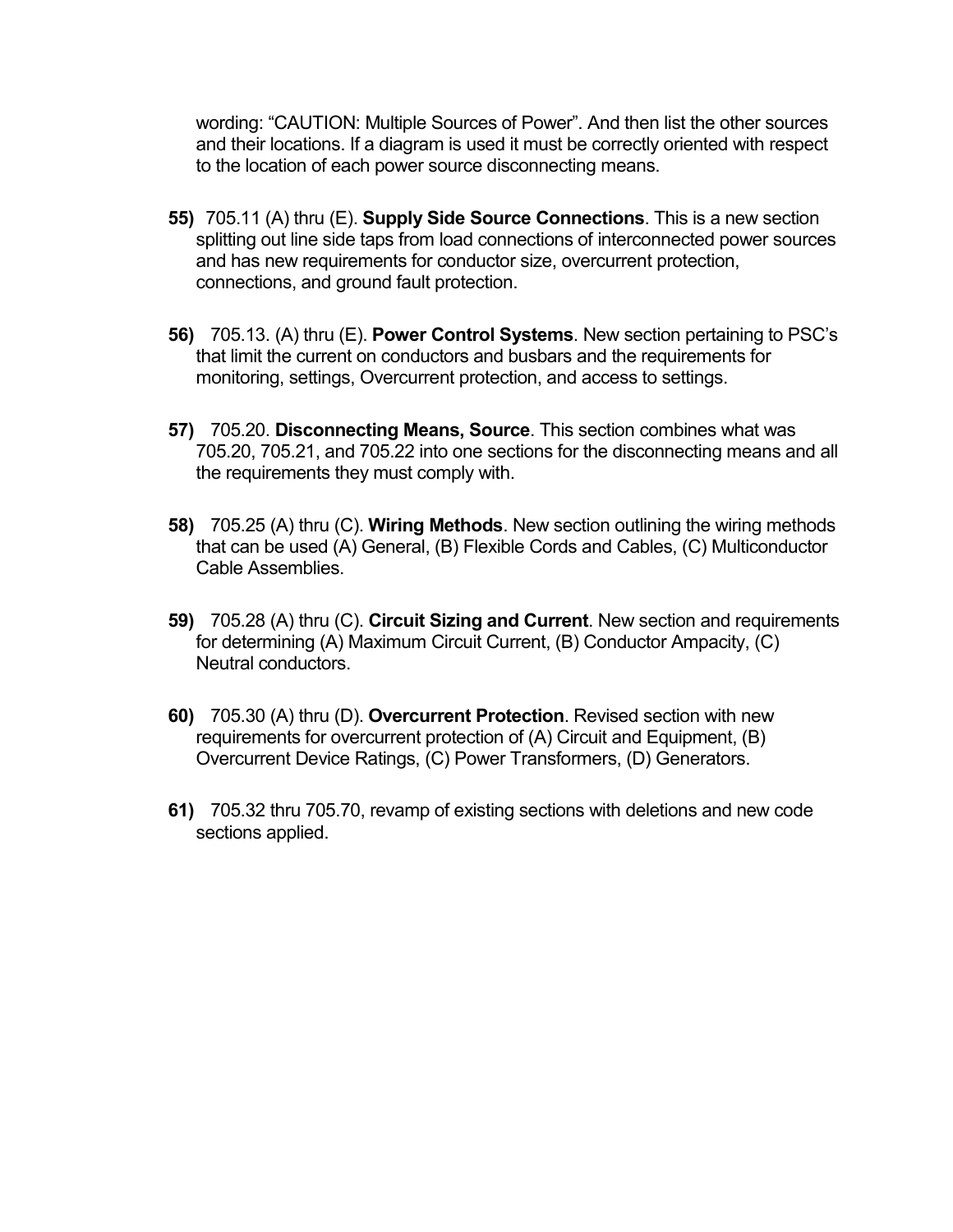wording: “CAUTION: Multiple Sources of Power”. And then list the other sources and their locations. If a diagram is used it must be correctly oriented with respect to the location of each power source disconnecting means.

**55)** 705.11 (A) thru (E). **Supply Side Source Connections**. This is a new section splitting out line side taps from load connections of interconnected power sources and has new requirements for conductor size, overcurrent protection, connections, and ground fault protection.

**56)** 705.13. (A) thru (E). **Power Control Systems**. New section pertaining to PSC’s that limit the current on conductors and busbars and the requirements for monitoring, settings, Overcurrent protection, and access to settings.

**57)** 705.20. **Disconnecting Means, Source**. This section combines what was 705.20, 705.21, and 705.22 into one sections for the disconnecting means and all the requirements they must comply with.

**58)** 705.25 (A) thru (C). **Wiring Methods**. New section outlining the wiring methods that can be used (A) General, (B) Flexible Cords and Cables, (C) Multiconductor Cable Assemblies.

**59)** 705.28 (A) thru (C). **Circuit Sizing and Current**. New section and requirements for determining (A) Maximum Circuit Current, (B) Conductor Ampacity, (C) Neutral conductors.

**60)** 705.30 (A) thru (D). **Overcurrent Protection**. Revised section with new requirements for overcurrent protection of (A) Circuit and Equipment, (B) Overcurrent Device Ratings, (C) Power Transformers, (D) Generators.

**61)** 705.32 thru 705.70, revamp of existing sections with deletions and new code sections applied.